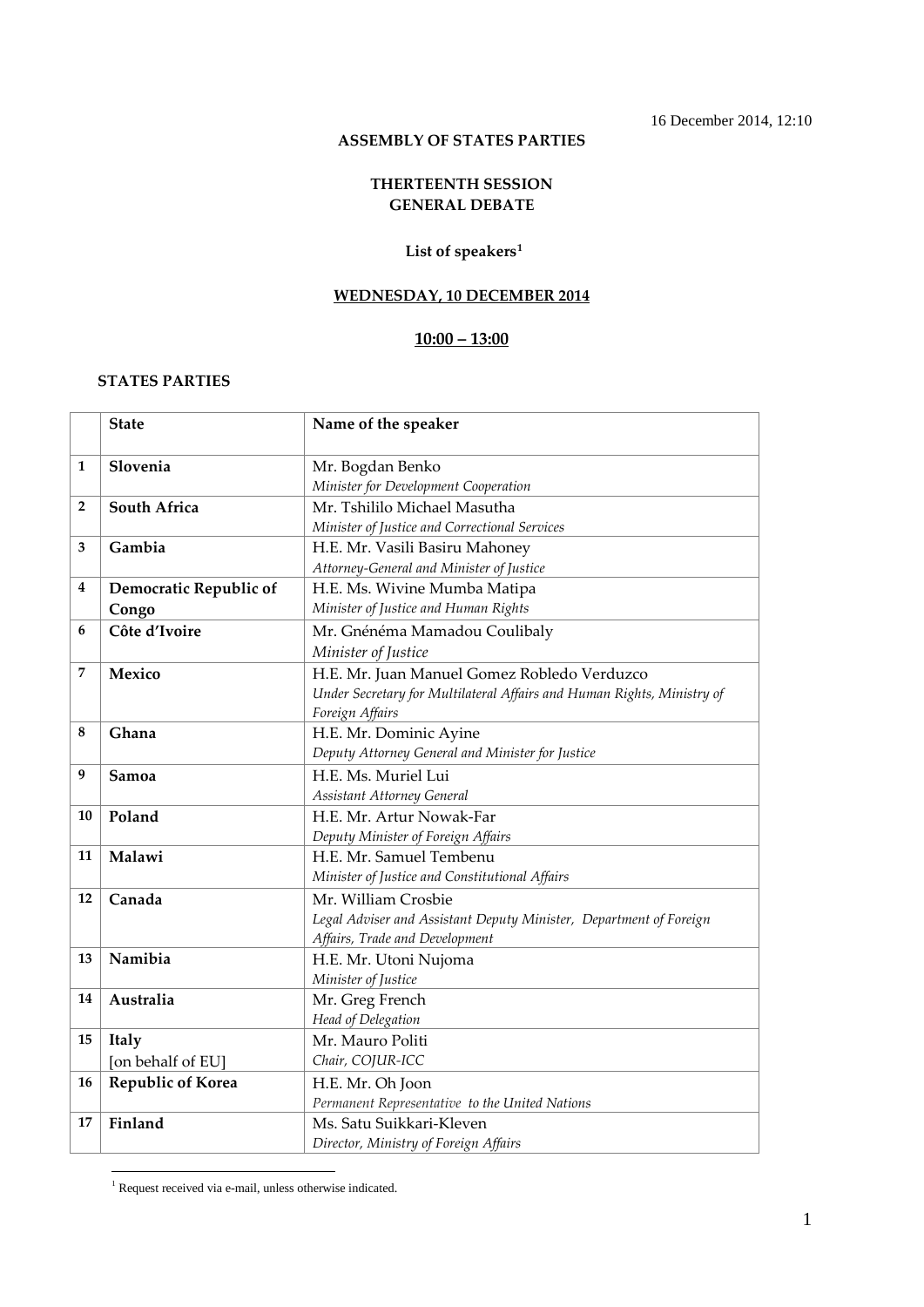16 December 2014, 12:10

**ASSEMBLY OF STATES PARTIES**

**THERTEENTH SESSION**
**GENERAL DEBATE**

**List of speakers**[1]

**WEDNESDAY, 10 DECEMBER 2014**

**10:00 – 13:00**

**STATES PARTIES**

| | State | Name of the speaker |
|---|---|---|
| **1** | **Slovenia** | Mr. Bogdan Benko<br>*Minister for Development Cooperation* |
| **2** | **South Africa** | Mr. Tshililo Michael Masutha<br>*Minister of Justice and Correctional Services* |
| **3** | **Gambia** | H.E. Mr. Vasili Basiru Mahoney<br>*Attorney-General and Minister of Justice* |
| **4** | **Democratic Republic of Congo** | H.E. Ms. Wivine Mumba Matipa<br>*Minister of Justice and Human Rights* |
| **6** | **Côte d'Ivoire** | Mr. Gnénéma Mamadou Coulibaly<br>*Minister of Justice* |
| **7** | **Mexico** | H.E. Mr. Juan Manuel Gomez Robledo Verduzco<br>*Under Secretary for Multilateral Affairs and Human Rights, Ministry of Foreign Affairs* |
| **8** | **Ghana** | H.E. Mr. Dominic Ayine<br>*Deputy Attorney General and Minister for Justice* |
| **9** | **Samoa** | H.E. Ms. Muriel Lui<br>*Assistant Attorney General* |
| **10** | **Poland** | H.E. Mr. Artur Nowak-Far<br>*Deputy Minister of Foreign Affairs* |
| **11** | **Malawi** | H.E. Mr. Samuel Tembenu<br>*Minister of Justice and Constitutional Affairs* |
| **12** | **Canada** | Mr. William Crosbie<br>*Legal Adviser and Assistant Deputy Minister, Department of Foreign Affairs, Trade and Development* |
| **13** | **Namibia** | H.E. Mr. Utoni Nujoma<br>*Minister of Justice* |
| **14** | **Australia** | Mr. Greg French<br>*Head of Delegation* |
| **15** | **Italy**<br>[on behalf of EU] | Mr. Mauro Politi<br>*Chair, COJUR-ICC* |
| **16** | **Republic of Korea** | H.E. Mr. Oh Joon<br>*Permanent Representative to the United Nations* |
| **17** | **Finland** | Ms. Satu Suikkari-Kleven<br>*Director, Ministry of Foreign Affairs* |

[1] Request received via e-mail, unless otherwise indicated.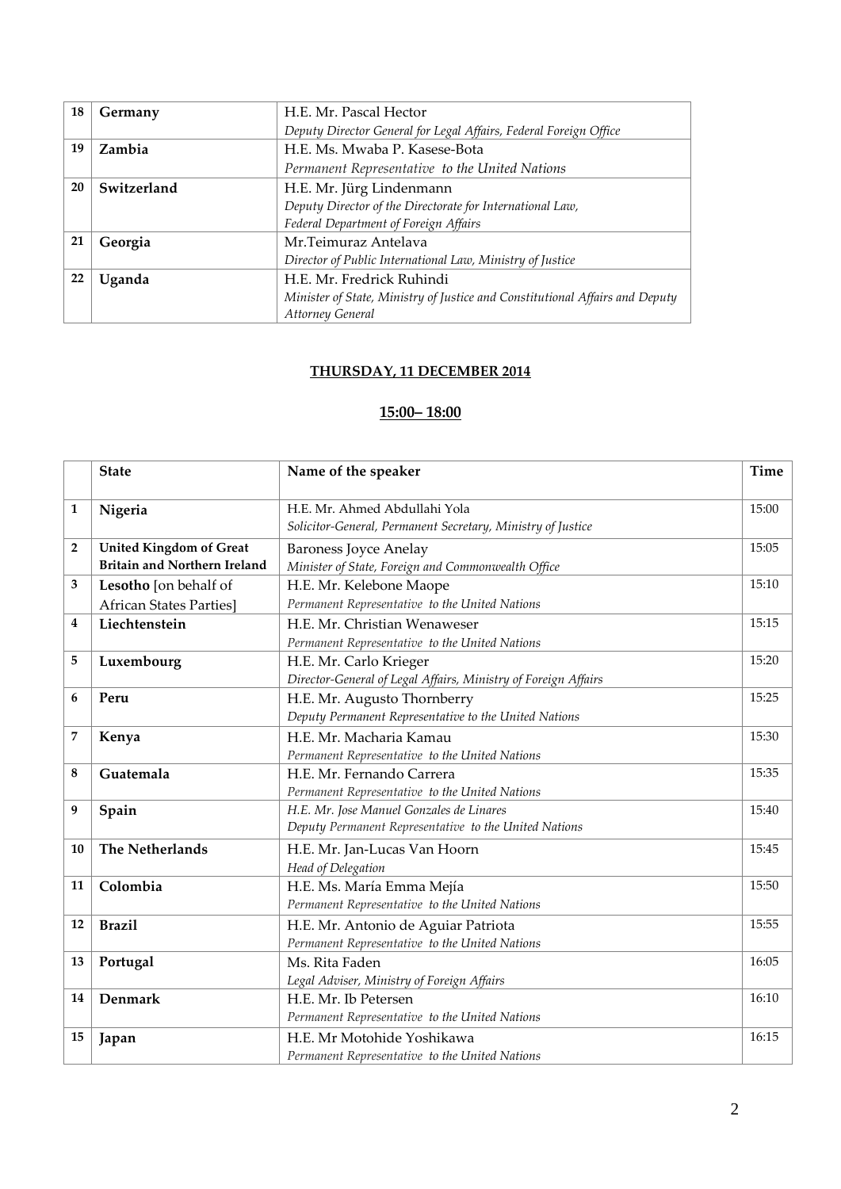| | | |
|---|---|---|
| 18 | **Germany** | H.E. Mr. Pascal Hector<br>*Deputy Director General for Legal Affairs, Federal Foreign Office* |
| 19 | **Zambia** | H.E. Ms. Mwaba P. Kasese-Bota<br>*Permanent Representative to the United Nations* |
| 20 | **Switzerland** | H.E. Mr. Jürg Lindenmann<br>*Deputy Director of the Directorate for International Law, Federal Department of Foreign Affairs* |
| 21 | **Georgia** | Mr.Teimuraz Antelava<br>*Director of Public International Law, Ministry of Justice* |
| 22 | **Uganda** | H.E. Mr. Fredrick Ruhindi<br>*Minister of State, Ministry of Justice and Constitutional Affairs and Deputy Attorney General* |

**THURSDAY, 11 DECEMBER 2014**

**15:00– 18:00**

| | State | Name of the speaker | Time |
|---|---|---|---|
| 1 | **Nigeria** | H.E. Mr. Ahmed Abdullahi Yola<br>*Solicitor-General, Permanent Secretary, Ministry of Justice* | 15:00 |
| 2 | **United Kingdom of Great Britain and Northern Ireland** | Baroness Joyce Anelay<br>*Minister of State, Foreign and Commonwealth Office* | 15:05 |
| 3 | **Lesotho** [on behalf of African States Parties] | H.E. Mr. Kelebone Maope<br>*Permanent Representative to the United Nations* | 15:10 |
| 4 | **Liechtenstein** | H.E. Mr. Christian Wenaweser<br>*Permanent Representative to the United Nations* | 15:15 |
| 5 | **Luxembourg** | H.E. Mr. Carlo Krieger<br>*Director-General of Legal Affairs, Ministry of Foreign Affairs* | 15:20 |
| 6 | **Peru** | H.E. Mr. Augusto Thornberry<br>*Deputy Permanent Representative to the United Nations* | 15:25 |
| 7 | **Kenya** | H.E. Mr. Macharia Kamau<br>*Permanent Representative to the United Nations* | 15:30 |
| 8 | **Guatemala** | H.E. Mr. Fernando Carrera<br>*Permanent Representative to the United Nations* | 15:35 |
| 9 | **Spain** | *H.E. Mr. Jose Manuel Gonzales de Linares*<br>*Deputy Permanent Representative to the United Nations* | 15:40 |
| 10 | **The Netherlands** | H.E. Mr. Jan-Lucas Van Hoorn<br>*Head of Delegation* | 15:45 |
| 11 | **Colombia** | H.E. Ms. María Emma Mejía<br>*Permanent Representative to the United Nations* | 15:50 |
| 12 | **Brazil** | H.E. Mr. Antonio de Aguiar Patriota<br>*Permanent Representative to the United Nations* | 15:55 |
| 13 | **Portugal** | Ms. Rita Faden<br>*Legal Adviser, Ministry of Foreign Affairs* | 16:05 |
| 14 | **Denmark** | H.E. Mr. Ib Petersen<br>*Permanent Representative to the United Nations* | 16:10 |
| 15 | **Japan** | H.E. Mr Motohide Yoshikawa<br>*Permanent Representative to the United Nations* | 16:15 |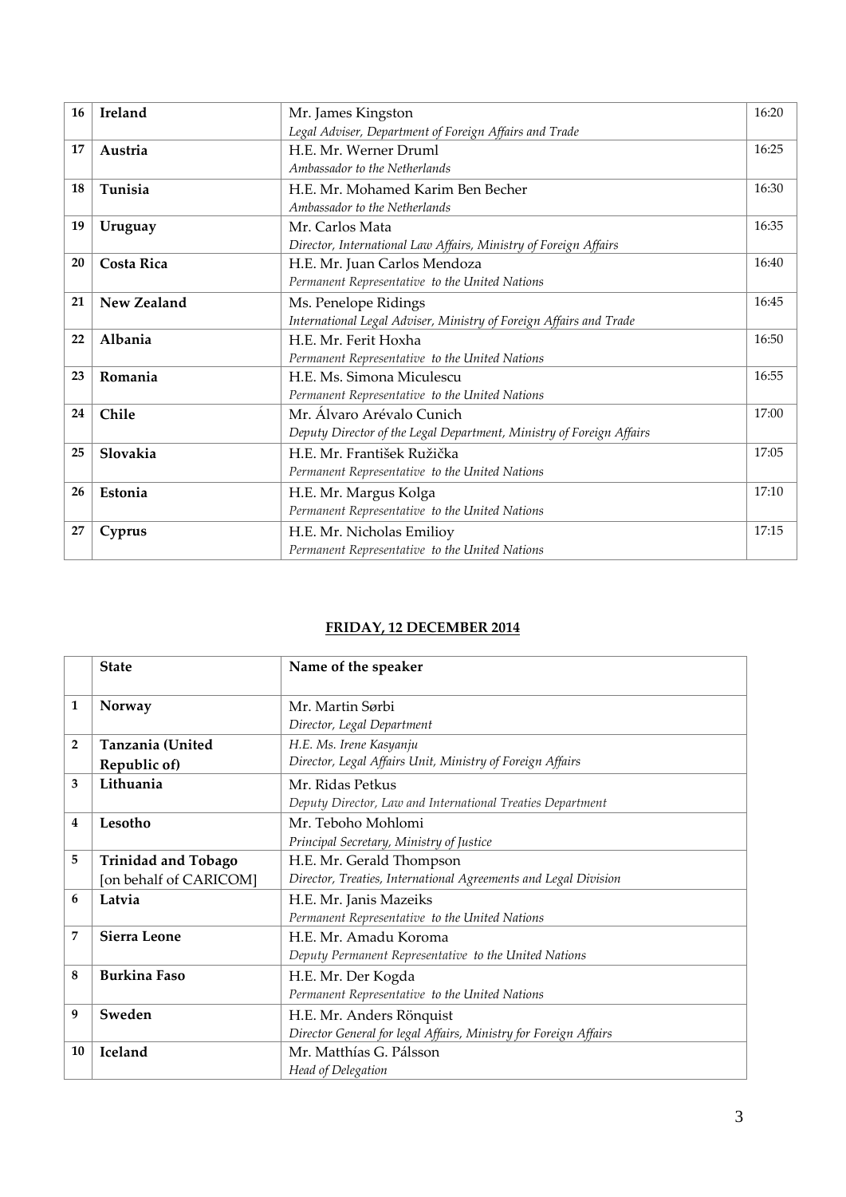| | | | |
|---|---|---|---|
| 16 | **Ireland** | Mr. James Kingston<br>*Legal Adviser, Department of Foreign Affairs and Trade* | 16:20 |
| 17 | **Austria** | H.E. Mr. Werner Druml<br>*Ambassador to the Netherlands* | 16:25 |
| 18 | **Tunisia** | H.E. Mr. Mohamed Karim Ben Becher<br>*Ambassador to the Netherlands* | 16:30 |
| 19 | **Uruguay** | Mr. Carlos Mata<br>*Director, International Law Affairs, Ministry of Foreign Affairs* | 16:35 |
| 20 | **Costa Rica** | H.E. Mr. Juan Carlos Mendoza<br>*Permanent Representative to the United Nations* | 16:40 |
| 21 | **New Zealand** | Ms. Penelope Ridings<br>*International Legal Adviser, Ministry of Foreign Affairs and Trade* | 16:45 |
| 22 | **Albania** | H.E. Mr. Ferit Hoxha<br>*Permanent Representative to the United Nations* | 16:50 |
| 23 | **Romania** | H.E. Ms. Simona Miculescu<br>*Permanent Representative to the United Nations* | 16:55 |
| 24 | **Chile** | Mr. Álvaro Arévalo Cunich<br>*Deputy Director of the Legal Department, Ministry of Foreign Affairs* | 17:00 |
| 25 | **Slovakia** | H.E. Mr. František Ružička<br>*Permanent Representative to the United Nations* | 17:05 |
| 26 | **Estonia** | H.E. Mr. Margus Kolga<br>*Permanent Representative to the United Nations* | 17:10 |
| 27 | **Cyprus** | H.E. Mr. Nicholas Emilioy<br>*Permanent Representative to the United Nations* | 17:15 |

**FRIDAY, 12 DECEMBER 2014**

| | **State** | **Name of the speaker** |
|---|---|---|
| 1 | **Norway** | Mr. Martin Sørbi<br>*Director, Legal Department* |
| 2 | **Tanzania (United Republic of)** | *H.E. Ms. Irene Kasyanju*<br>*Director, Legal Affairs Unit, Ministry of Foreign Affairs* |
| 3 | **Lithuania** | Mr. Ridas Petkus<br>*Deputy Director, Law and International Treaties Department* |
| 4 | **Lesotho** | Mr. Teboho Mohlomi<br>*Principal Secretary, Ministry of Justice* |
| 5 | **Trinidad and Tobago** [on behalf of CARICOM] | H.E. Mr. Gerald Thompson<br>*Director, Treaties, International Agreements and Legal Division* |
| 6 | **Latvia** | H.E. Mr. Janis Mazeiks<br>*Permanent Representative to the United Nations* |
| 7 | **Sierra Leone** | H.E. Mr. Amadu Koroma<br>*Deputy Permanent Representative to the United Nations* |
| 8 | **Burkina Faso** | H.E. Mr. Der Kogda<br>*Permanent Representative to the United Nations* |
| 9 | **Sweden** | H.E. Mr. Anders Rönquist<br>*Director General for legal Affairs, Ministry for Foreign Affairs* |
| 10 | **Iceland** | Mr. Matthías G. Pálsson<br>*Head of Delegation* |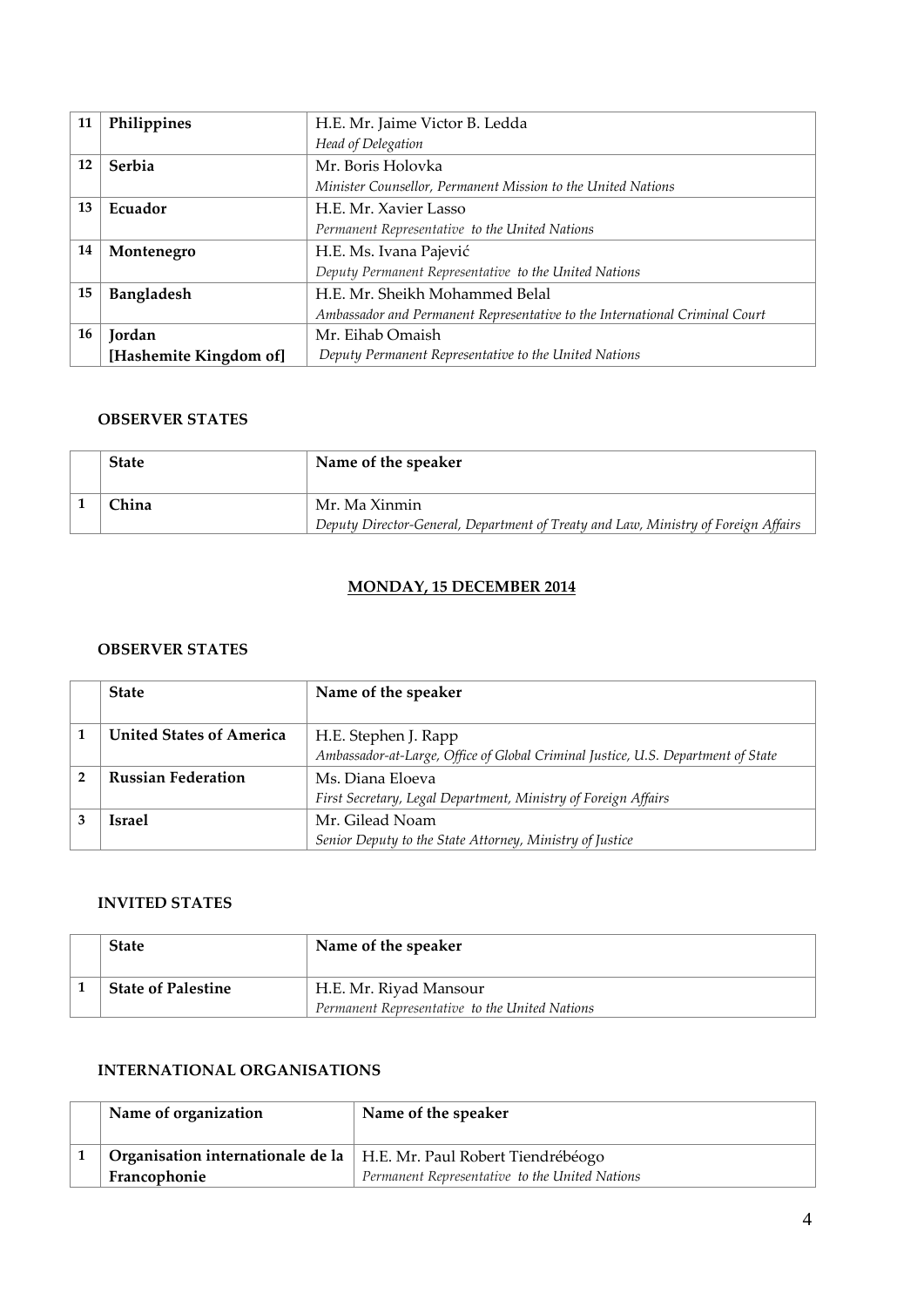| | | |
|---|---|---|
| 11 | **Philippines** | H.E. Mr. Jaime Victor B. Ledda<br>*Head of Delegation* |
| 12 | **Serbia** | Mr. Boris Holovka<br>*Minister Counsellor, Permanent Mission to the United Nations* |
| 13 | **Ecuador** | H.E. Mr. Xavier Lasso<br>*Permanent Representative to the United Nations* |
| 14 | **Montenegro** | H.E. Ms. Ivana Pajević<br>*Deputy Permanent Representative to the United Nations* |
| 15 | **Bangladesh** | H.E. Mr. Sheikh Mohammed Belal<br>*Ambassador and Permanent Representative to the International Criminal Court* |
| 16 | **Jordan [Hashemite Kingdom of]** | Mr. Eihab Omaish<br>*Deputy Permanent Representative to the United Nations* |

**OBSERVER STATES**

| | State | Name of the speaker |
|---|---|---|
| 1 | **China** | Mr. Ma Xinmin<br>*Deputy Director-General, Department of Treaty and Law, Ministry of Foreign Affairs* |

**MONDAY, 15 DECEMBER 2014**

**OBSERVER STATES**

| | State | Name of the speaker |
|---|---|---|
| 1 | **United States of America** | H.E. Stephen J. Rapp<br>*Ambassador-at-Large, Office of Global Criminal Justice, U.S. Department of State* |
| 2 | **Russian Federation** | Ms. Diana Eloeva<br>*First Secretary, Legal Department, Ministry of Foreign Affairs* |
| 3 | **Israel** | Mr. Gilead Noam<br>*Senior Deputy to the State Attorney, Ministry of Justice* |

**INVITED STATES**

| | State | Name of the speaker |
|---|---|---|
| 1 | **State of Palestine** | H.E. Mr. Riyad Mansour<br>*Permanent Representative to the United Nations* |

**INTERNATIONAL ORGANISATIONS**

| | Name of organization | Name of the speaker |
|---|---|---|
| 1 | **Organisation internationale de la Francophonie** | H.E. Mr. Paul Robert Tiendrébéogo<br>*Permanent Representative to the United Nations* |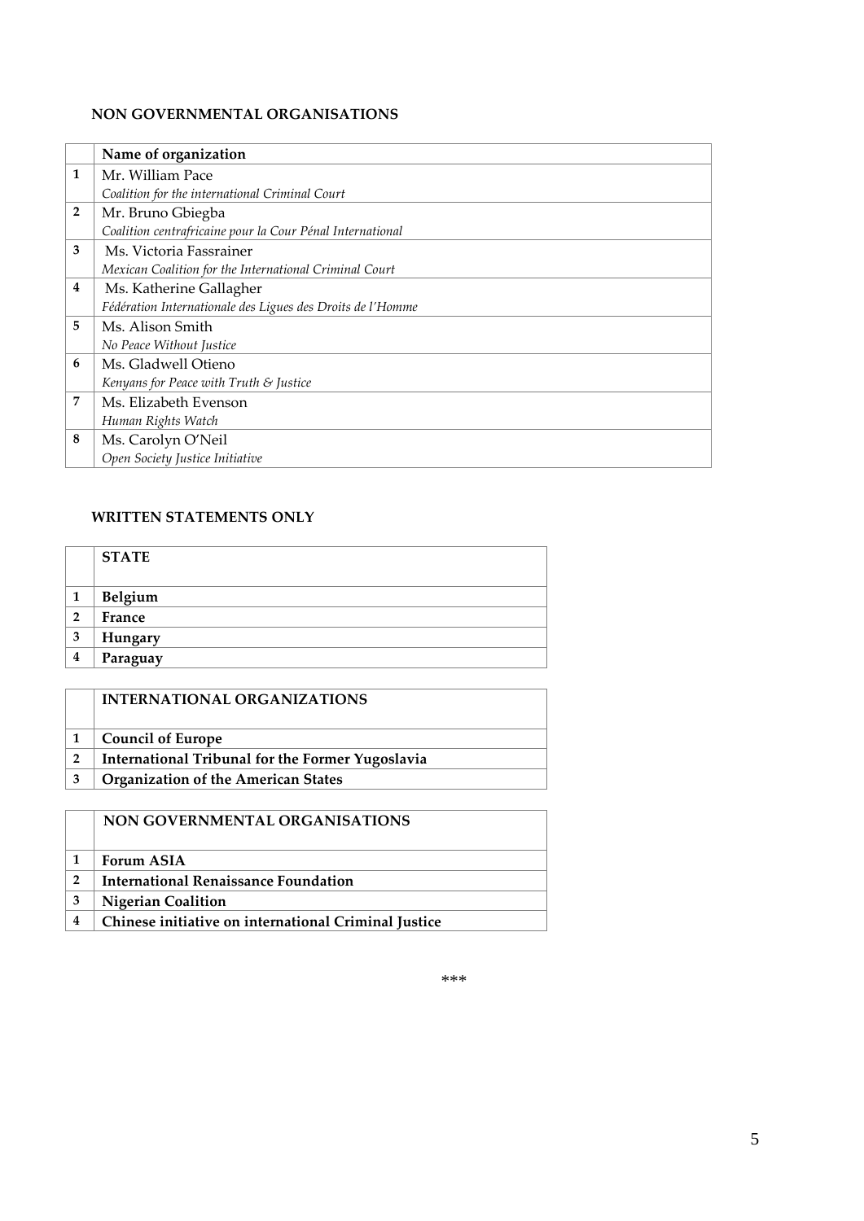**NON GOVERNMENTAL ORGANISATIONS**

| | Name of organization |
|---|---|
| 1 | Mr. William Pace<br>*Coalition for the international Criminal Court* |
| 2 | Mr. Bruno Gbiegba<br>*Coalition centrafricaine pour la Cour Pénal International* |
| 3 | Ms. Victoria Fassrainer<br>*Mexican Coalition for the International Criminal Court* |
| 4 | Ms. Katherine Gallagher<br>*Fédération Internationale des Ligues des Droits de l'Homme* |
| 5 | Ms. Alison Smith<br>*No Peace Without Justice* |
| 6 | Ms. Gladwell Otieno<br>*Kenyans for Peace with Truth & Justice* |
| 7 | Ms. Elizabeth Evenson<br>*Human Rights Watch* |
| 8 | Ms. Carolyn O'Neil<br>*Open Society Justice Initiative* |

**WRITTEN STATEMENTS ONLY**

| | STATE |
|---|---|
| 1 | **Belgium** |
| 2 | **France** |
| 3 | **Hungary** |
| 4 | **Paraguay** |

| | INTERNATIONAL ORGANIZATIONS |
|---|---|
| 1 | **Council of Europe** |
| 2 | **International Tribunal for the Former Yugoslavia** |
| 3 | **Organization of the American States** |

| | NON GOVERNMENTAL ORGANISATIONS |
|---|---|
| 1 | **Forum ASIA** |
| 2 | **International Renaissance Foundation** |
| 3 | **Nigerian Coalition** |
| 4 | **Chinese initiative on international Criminal Justice** |

***